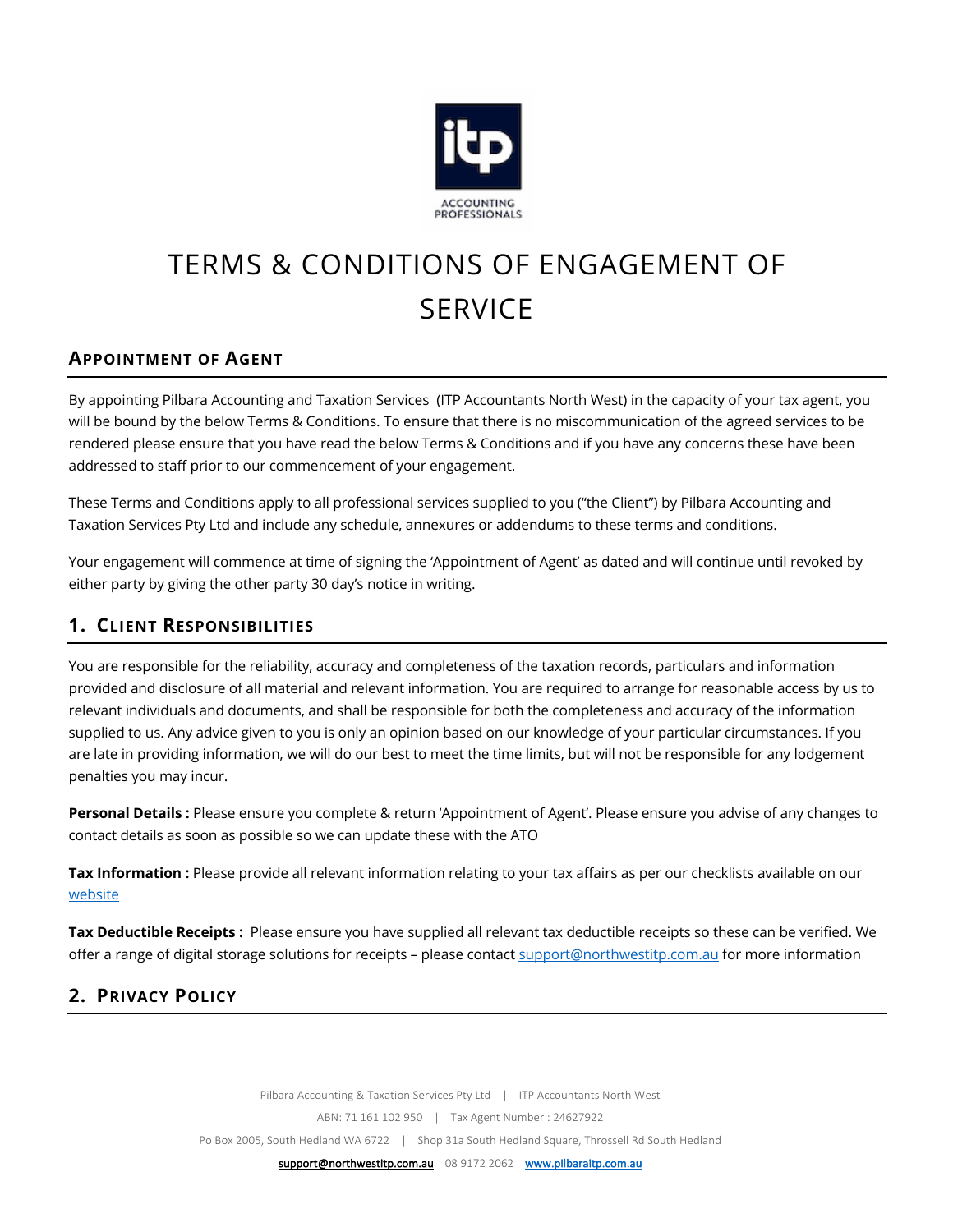# TERMS & CONDITIONS OF ENGAGEMENT OF SERVICE

## Appointment of Agent

By appointing Pilbara Accounting and Taxation Services (ITP Accountants North West) in the capacity of your tax agent, you will be bound by the below Terms & Conditions. To ensure that there is no miscommunication of the agreed services to be rendered please ensure that you have read the below Terms & Conditions and if you have any concerns these have been addressed to staff prior to our commencement of your engagement.

These Terms and Conditions apply to all professional services supplied to you ("the Client") by Pilbara Accounting and Taxation Services Pty Ltd and include any schedule, annexures or addendums to these terms and conditions.

Your engagement will commence at time of signing the 'Appointment of Agent' as dated and will continue until revoked by either party by giving the other party 30 day's notice in writing.

## 1. Client Responsibilities

You are responsible for the reliability, accuracy and completeness of the taxation records, particulars and information provided and disclosure of all material and relevant information. You are required to arrange for reasonable access by us to relevant individuals and documents, and shall be responsible for both the completeness and accuracy of the information supplied to us. Any advice given to you is only an opinion based on our knowledge of your particular circumstances. If you are late in providing information, we will do our best to meet the time limits, but will not be responsible for any lodgement penalties you may incur.

**Personal Details :** Please ensure you complete & return 'Appointment of Agent'. Please ensure you advise of any changes to contact details as soon as possible so we can update these with the ATO

**Tax Information :** Please provide all relevant information relating to your tax affairs as per our checklists available on our website

**Tax Deductible Receipts :** Please ensure you have supplied all relevant tax deductible receipts so these can be verified. We offer a range of digital storage solutions for receipts – please contact support@northwestitp.com.au for more information

## 2. Privacy Policy

Pilbara Accounting & Taxation Services Pty Ltd | ITP Accountants North West

ABN: 71 161 102 950 | Tax Agent Number : 24627922

Po Box 2005, South Hedland WA 6722 | Shop 31a South Hedland Square, Throssell Rd South Hedland

support@northwestitp.com.au 08 9172 2062 www.pilbaraitp.com.au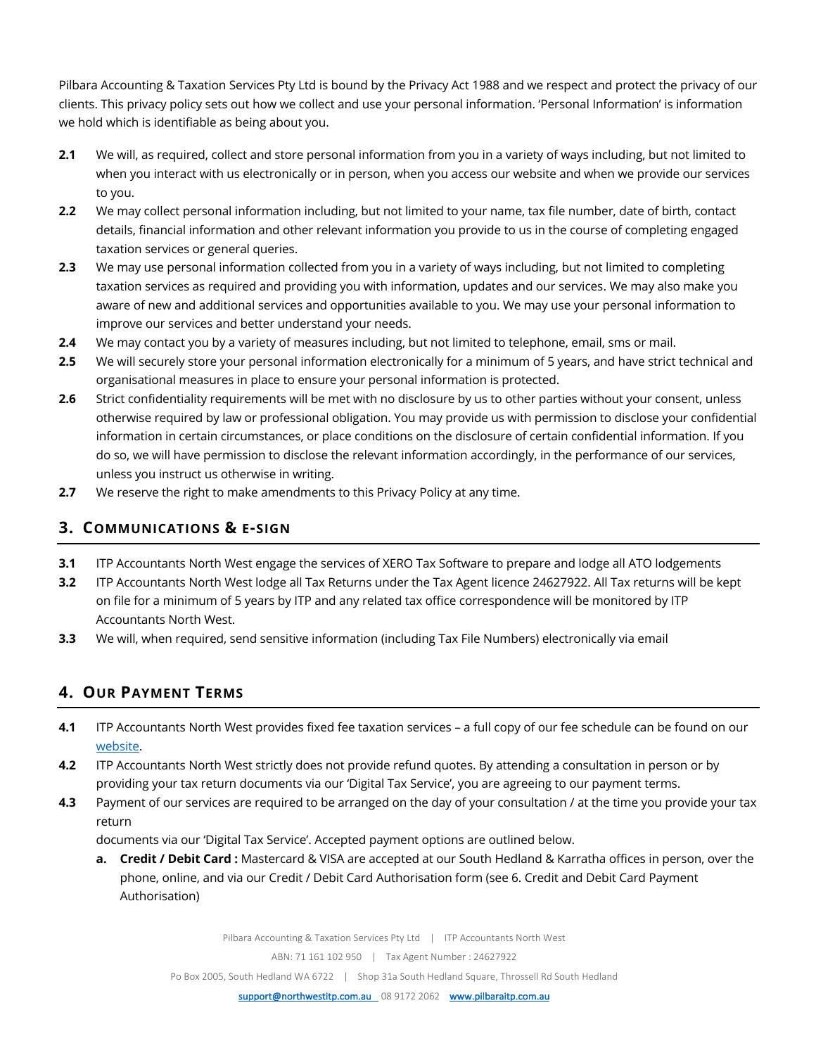Pilbara Accounting & Taxation Services Pty Ltd is bound by the Privacy Act 1988 and we respect and protect the privacy of our clients. This privacy policy sets out how we collect and use your personal information. 'Personal Information' is information we hold which is identifiable as being about you.

**2.1** We will, as required, collect and store personal information from you in a variety of ways including, but not limited to when you interact with us electronically or in person, when you access our website and when we provide our services to you.

**2.2** We may collect personal information including, but not limited to your name, tax file number, date of birth, contact details, financial information and other relevant information you provide to us in the course of completing engaged taxation services or general queries.

**2.3** We may use personal information collected from you in a variety of ways including, but not limited to completing taxation services as required and providing you with information, updates and our services. We may also make you aware of new and additional services and opportunities available to you. We may use your personal information to improve our services and better understand your needs.

**2.4** We may contact you by a variety of measures including, but not limited to telephone, email, sms or mail.

**2.5** We will securely store your personal information electronically for a minimum of 5 years, and have strict technical and organisational measures in place to ensure your personal information is protected.

**2.6** Strict confidentiality requirements will be met with no disclosure by us to other parties without your consent, unless otherwise required by law or professional obligation. You may provide us with permission to disclose your confidential information in certain circumstances, or place conditions on the disclosure of certain confidential information. If you do so, we will have permission to disclose the relevant information accordingly, in the performance of our services, unless you instruct us otherwise in writing.

**2.7** We reserve the right to make amendments to this Privacy Policy at any time.

## 3. Communications & E-Sign

**3.1** ITP Accountants North West engage the services of XERO Tax Software to prepare and lodge all ATO lodgements

**3.2** ITP Accountants North West lodge all Tax Returns under the Tax Agent licence 24627922. All Tax returns will be kept on file for a minimum of 5 years by ITP and any related tax office correspondence will be monitored by ITP Accountants North West.

**3.3** We will, when required, send sensitive information (including Tax File Numbers) electronically via email

## 4. Our Payment Terms

**4.1** ITP Accountants North West provides fixed fee taxation services – a full copy of our fee schedule can be found on our website.

**4.2** ITP Accountants North West strictly does not provide refund quotes. By attending a consultation in person or by providing your tax return documents via our 'Digital Tax Service', you are agreeing to our payment terms.

**4.3** Payment of our services are required to be arranged on the day of your consultation / at the time you provide your tax return documents via our 'Digital Tax Service'. Accepted payment options are outlined below.

- **a. Credit / Debit Card :** Mastercard & VISA are accepted at our South Hedland & Karratha offices in person, over the phone, online, and via our Credit / Debit Card Authorisation form (see 6. Credit and Debit Card Payment Authorisation)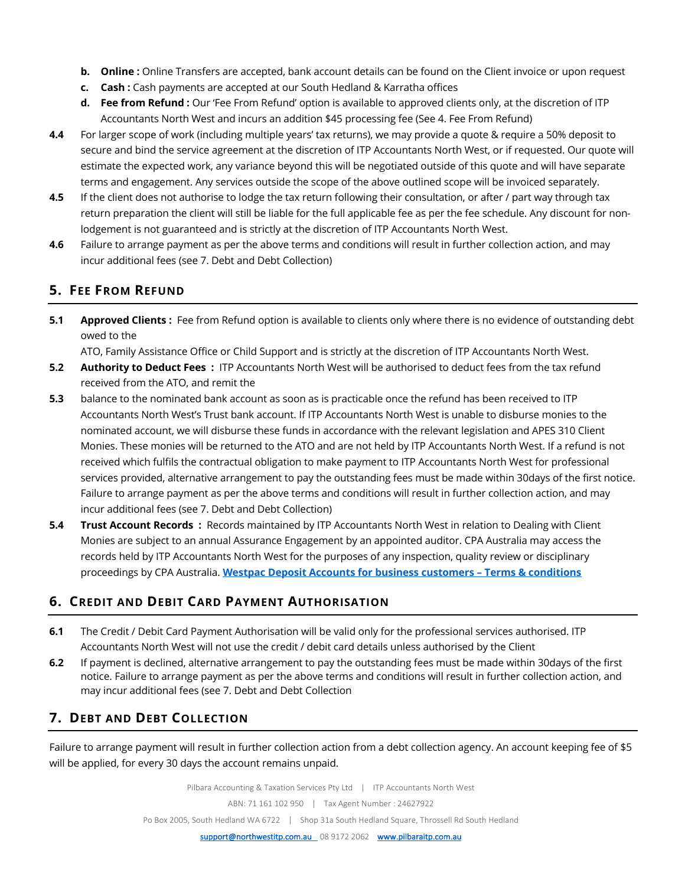b. **Online :** Online Transfers are accepted, bank account details can be found on the Client invoice or upon request
c. **Cash :** Cash payments are accepted at our South Hedland & Karratha offices
d. **Fee from Refund :** Our 'Fee From Refund' option is available to approved clients only, at the discretion of ITP Accountants North West and incurs an addition $45 processing fee (See 4. Fee From Refund)

**4.4** For larger scope of work (including multiple years' tax returns), we may provide a quote & require a 50% deposit to secure and bind the service agreement at the discretion of ITP Accountants North West, or if requested. Our quote will estimate the expected work, any variance beyond this will be negotiated outside of this quote and will have separate terms and engagement. Any services outside the scope of the above outlined scope will be invoiced separately.

**4.5** If the client does not authorise to lodge the tax return following their consultation, or after / part way through tax return preparation the client will still be liable for the full applicable fee as per the fee schedule. Any discount for non-lodgement is not guaranteed and is strictly at the discretion of ITP Accountants North West.

**4.6** Failure to arrange payment as per the above terms and conditions will result in further collection action, and may incur additional fees (see 7. Debt and Debt Collection)

## 5. Fee From Refund

**5.1** **Approved Clients :** Fee from Refund option is available to clients only where there is no evidence of outstanding debt owed to the
ATO, Family Assistance Office or Child Support and is strictly at the discretion of ITP Accountants North West.

**5.2** **Authority to Deduct Fees :** ITP Accountants North West will be authorised to deduct fees from the tax refund received from the ATO, and remit the

**5.3** balance to the nominated bank account as soon as is practicable once the refund has been received to ITP Accountants North West's Trust bank account. If ITP Accountants North West is unable to disburse monies to the nominated account, we will disburse these funds in accordance with the relevant legislation and APES 310 Client Monies. These monies will be returned to the ATO and are not held by ITP Accountants North West. If a refund is not received which fulfils the contractual obligation to make payment to ITP Accountants North West for professional services provided, alternative arrangement to pay the outstanding fees must be made within 30days of the first notice. Failure to arrange payment as per the above terms and conditions will result in further collection action, and may incur additional fees (see 7. Debt and Debt Collection)

**5.4** **Trust Account Records :** Records maintained by ITP Accountants North West in relation to Dealing with Client Monies are subject to an annual Assurance Engagement by an appointed auditor. CPA Australia may access the records held by ITP Accountants North West for the purposes of any inspection, quality review or disciplinary proceedings by CPA Australia. **Westpac Deposit Accounts for business customers – Terms & conditions**

## 6. Credit and Debit Card Payment Authorisation

**6.1** The Credit / Debit Card Payment Authorisation will be valid only for the professional services authorised. ITP Accountants North West will not use the credit / debit card details unless authorised by the Client

**6.2** If payment is declined, alternative arrangement to pay the outstanding fees must be made within 30days of the first notice. Failure to arrange payment as per the above terms and conditions will result in further collection action, and may incur additional fees (see 7. Debt and Debt Collection

## 7. Debt and Debt Collection

Failure to arrange payment will result in further collection action from a debt collection agency. An account keeping fee of $5 will be applied, for every 30 days the account remains unpaid.

Pilbara Accounting & Taxation Services Pty Ltd | ITP Accountants North West

ABN: 71 161 102 950 | Tax Agent Number : 24627922

Po Box 2005, South Hedland WA 6722 | Shop 31a South Hedland Square, Throssell Rd South Hedland

support@northwestitp.com.au 08 9172 2062 www.pilbaraitp.com.au